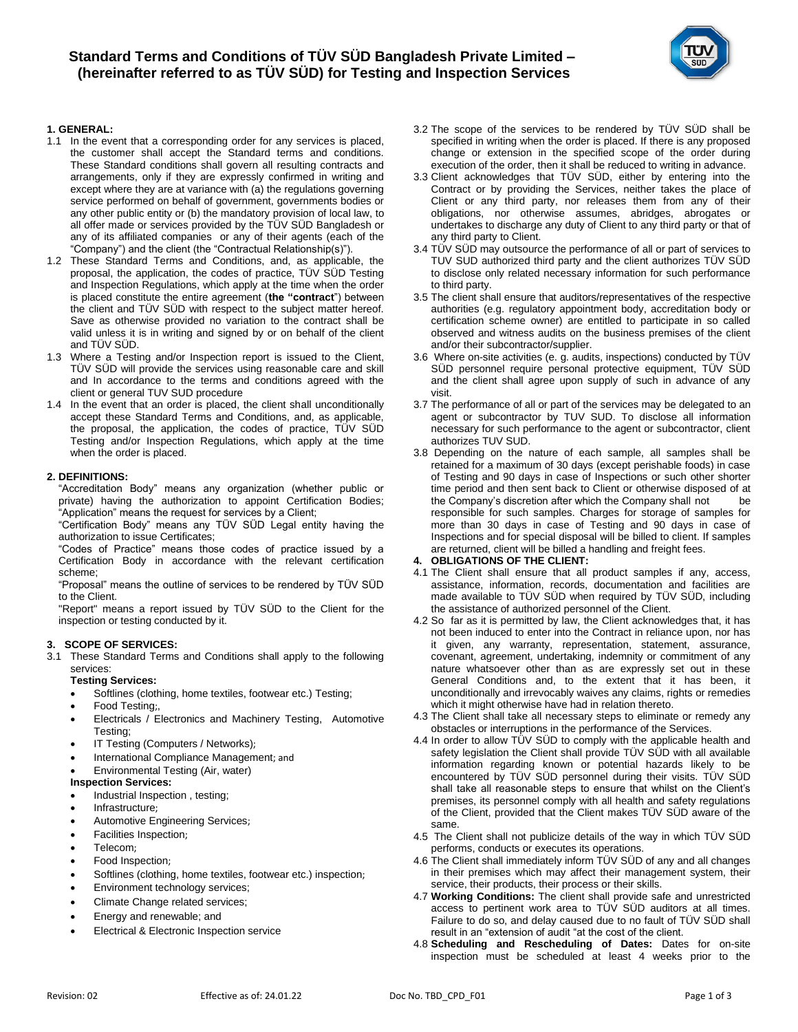# Standard Terms and Conditions of TÜV SÜD Bangladesh Private Limited – (hereinafter referred to as TÜV SÜD) for Testing and Inspection Services

## 1. GENERAL:

1.1 In the event that a corresponding order for any services is placed, the customer shall accept the Standard terms and conditions. These Standard conditions shall govern all resulting contracts and arrangements, only if they are expressly confirmed in writing and except where they are at variance with (a) the regulations governing service performed on behalf of government, governments bodies or any other public entity or (b) the mandatory provision of local law, to all offer made or services provided by the TÜV SÜD Bangladesh or any of its affiliated companies or any of their agents (each of the "Company") and the client (the "Contractual Relationship(s)").

1.2 These Standard Terms and Conditions, and, as applicable, the proposal, the application, the codes of practice, TÜV SÜD Testing and Inspection Regulations, which apply at the time when the order is placed constitute the entire agreement (**the "contract**") between the client and TÜV SÜD with respect to the subject matter hereof. Save as otherwise provided no variation to the contract shall be valid unless it is in writing and signed by or on behalf of the client and TÜV SÜD.

1.3 Where a Testing and/or Inspection report is issued to the Client, TÜV SÜD will provide the services using reasonable care and skill and In accordance to the terms and conditions agreed with the client or general TUV SUD procedure

1.4 In the event that an order is placed, the client shall unconditionally accept these Standard Terms and Conditions, and, as applicable, the proposal, the application, the codes of practice, TÜV SÜD Testing and/or Inspection Regulations, which apply at the time when the order is placed.

## 2. DEFINITIONS:

"Accreditation Body" means any organization (whether public or private) having the authorization to appoint Certification Bodies;
"Application" means the request for services by a Client;
"Certification Body" means any TÜV SÜD Legal entity having the authorization to issue Certificates;
"Codes of Practice" means those codes of practice issued by a Certification Body in accordance with the relevant certification scheme;
"Proposal" means the outline of services to be rendered by TÜV SÜD to the Client.
"Report" means a report issued by TÜV SÜD to the Client for the inspection or testing conducted by it.

## 3. SCOPE OF SERVICES:

3.1 These Standard Terms and Conditions shall apply to the following services:

**Testing Services:**

- Softlines (clothing, home textiles, footwear etc.) Testing;
- Food Testing;,
- Electricals / Electronics and Machinery Testing, Automotive Testing;
- IT Testing (Computers / Networks);
- International Compliance Management; and
- Environmental Testing (Air, water)

**Inspection Services:**

- Industrial Inspection , testing;
- Infrastructure;
- Automotive Engineering Services;
- Facilities Inspection;
- Telecom;
- Food Inspection;
- Softlines (clothing, home textiles, footwear etc.) inspection;
- Environment technology services;
- Climate Change related services;
- Energy and renewable; and
- Electrical & Electronic Inspection service

3.2 The scope of the services to be rendered by TÜV SÜD shall be specified in writing when the order is placed. If there is any proposed change or extension in the specified scope of the order during execution of the order, then it shall be reduced to writing in advance.

3.3 Client acknowledges that TÜV SÜD, either by entering into the Contract or by providing the Services, neither takes the place of Client or any third party, nor releases them from any of their obligations, nor otherwise assumes, abridges, abrogates or undertakes to discharge any duty of Client to any third party or that of any third party to Client.

3.4 TÜV SÜD may outsource the performance of all or part of services to TUV SUD authorized third party and the client authorizes TÜV SÜD to disclose only related necessary information for such performance to third party.

3.5 The client shall ensure that auditors/representatives of the respective authorities (e.g. regulatory appointment body, accreditation body or certification scheme owner) are entitled to participate in so called observed and witness audits on the business premises of the client and/or their subcontractor/supplier.

3.6 Where on-site activities (e. g. audits, inspections) conducted by TÜV SÜD personnel require personal protective equipment, TÜV SÜD and the client shall agree upon supply of such in advance of any visit.

3.7 The performance of all or part of the services may be delegated to an agent or subcontractor by TUV SUD. To disclose all information necessary for such performance to the agent or subcontractor, client authorizes TUV SUD.

3.8 Depending on the nature of each sample, all samples shall be retained for a maximum of 30 days (except perishable foods) in case of Testing and 90 days in case of Inspections or such other shorter time period and then sent back to Client or otherwise disposed of at the Company's discretion after which the Company shall not be responsible for such samples. Charges for storage of samples for more than 30 days in case of Testing and 90 days in case of Inspections and for special disposal will be billed to client. If samples are returned, client will be billed a handling and freight fees.

## 4. OBLIGATIONS OF THE CLIENT:

4.1 The Client shall ensure that all product samples if any, access, assistance, information, records, documentation and facilities are made available to TÜV SÜD when required by TÜV SÜD, including the assistance of authorized personnel of the Client.

4.2 So far as it is permitted by law, the Client acknowledges that, it has not been induced to enter into the Contract in reliance upon, nor has it given, any warranty, representation, statement, assurance, covenant, agreement, undertaking, indemnity or commitment of any nature whatsoever other than as are expressly set out in these General Conditions and, to the extent that it has been, it unconditionally and irrevocably waives any claims, rights or remedies which it might otherwise have had in relation thereto.

4.3 The Client shall take all necessary steps to eliminate or remedy any obstacles or interruptions in the performance of the Services.

4.4 In order to allow TÜV SÜD to comply with the applicable health and safety legislation the Client shall provide TÜV SÜD with all available information regarding known or potential hazards likely to be encountered by TÜV SÜD personnel during their visits. TÜV SÜD shall take all reasonable steps to ensure that whilst on the Client's premises, its personnel comply with all health and safety regulations of the Client, provided that the Client makes TÜV SÜD aware of the same.

4.5 The Client shall not publicize details of the way in which TÜV SÜD performs, conducts or executes its operations.

4.6 The Client shall immediately inform TÜV SÜD of any and all changes in their premises which may affect their management system, their service, their products, their process or their skills.

4.7 **Working Conditions:** The client shall provide safe and unrestricted access to pertinent work area to TÜV SÜD auditors at all times. Failure to do so, and delay caused due to no fault of TÜV SÜD shall result in an "extension of audit "at the cost of the client.

4.8 **Scheduling and Rescheduling of Dates:** Dates for on-site inspection must be scheduled at least 4 weeks prior to the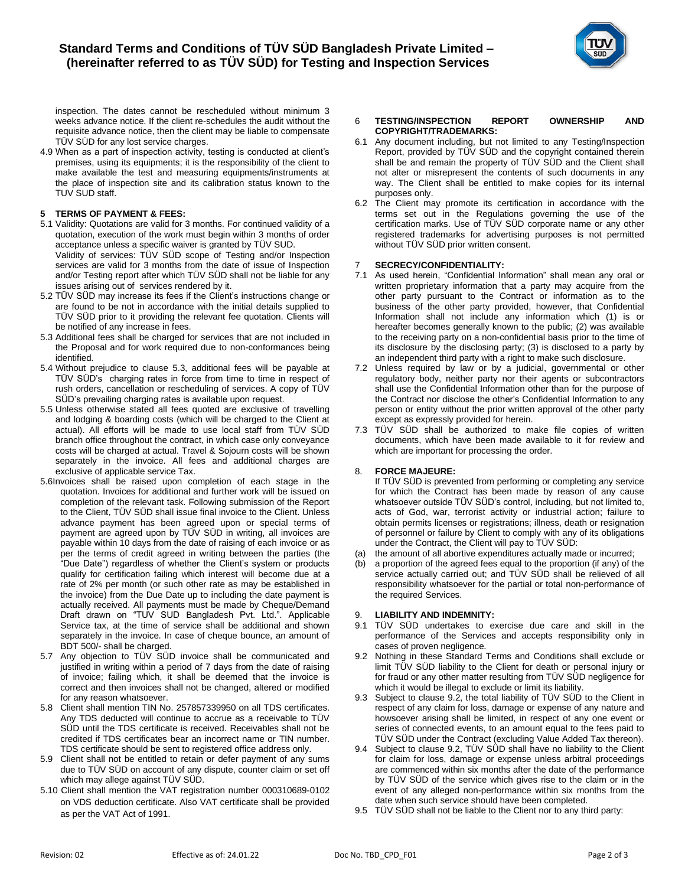inspection. The dates cannot be rescheduled without minimum 3 weeks advance notice. If the client re-schedules the audit without the requisite advance notice, then the client may be liable to compensate TÜV SÜD for any lost service charges.

4.9 When as a part of inspection activity, testing is conducted at client's premises, using its equipments; it is the responsibility of the client to make available the test and measuring equipments/instruments at the place of inspection site and its calibration status known to the TUV SUD staff.

## 5 TERMS OF PAYMENT & FEES:

5.1 Validity: Quotations are valid for 3 months. For continued validity of a quotation, execution of the work must begin within 3 months of order acceptance unless a specific waiver is granted by TÜV SUD.
Validity of services: TÜV SÜD scope of Testing and/or Inspection services are valid for 3 months from the date of issue of Inspection and/or Testing report after which TÜV SÜD shall not be liable for any issues arising out of services rendered by it.

5.2 TÜV SÜD may increase its fees if the Client's instructions change or are found to be not in accordance with the initial details supplied to TÜV SÜD prior to it providing the relevant fee quotation. Clients will be notified of any increase in fees.

5.3 Additional fees shall be charged for services that are not included in the Proposal and for work required due to non-conformances being identified.

5.4 Without prejudice to clause 5.3, additional fees will be payable at TÜV SÜD's charging rates in force from time to time in respect of rush orders, cancellation or rescheduling of services. A copy of TÜV SÜD's prevailing charging rates is available upon request.

5.5 Unless otherwise stated all fees quoted are exclusive of travelling and lodging & boarding costs (which will be charged to the Client at actual). All efforts will be made to use local staff from TÜV SÜD branch office throughout the contract, in which case only conveyance costs will be charged at actual. Travel & Sojourn costs will be shown separately in the invoice. All fees and additional charges are exclusive of applicable service Tax.

5.6 Invoices shall be raised upon completion of each stage in the quotation. Invoices for additional and further work will be issued on completion of the relevant task. Following submission of the Report to the Client, TÜV SÜD shall issue final invoice to the Client. Unless advance payment has been agreed upon or special terms of payment are agreed upon by TÜV SÜD in writing, all invoices are payable within 10 days from the date of raising of each invoice or as per the terms of credit agreed in writing between the parties (the "Due Date") regardless of whether the Client's system or products qualify for certification failing which interest will become due at a rate of 2% per month (or such other rate as may be established in the invoice) from the Due Date up to including the date payment is actually received. All payments must be made by Cheque/Demand Draft drawn on "TUV SUD Bangladesh Pvt. Ltd.". Applicable Service tax, at the time of service shall be additional and shown separately in the invoice. In case of cheque bounce, an amount of BDT 500/- shall be charged.

5.7 Any objection to TÜV SÜD invoice shall be communicated and justified in writing within a period of 7 days from the date of raising of invoice; failing which, it shall be deemed that the invoice is correct and then invoices shall not be changed, altered or modified for any reason whatsoever.

5.8 Client shall mention TIN No. 257857339950 on all TDS certificates. Any TDS deducted will continue to accrue as a receivable to TÜV SÜD until the TDS certificate is received. Receivables shall not be credited if TDS certificates bear an incorrect name or TIN number. TDS certificate should be sent to registered office address only.

5.9 Client shall not be entitled to retain or defer payment of any sums due to TÜV SÜD on account of any dispute, counter claim or set off which may allege against TÜV SÜD.

5.10 Client shall mention the VAT registration number 000310689-0102 on VDS deduction certificate. Also VAT certificate shall be provided as per the VAT Act of 1991.

## 6 TESTING/INSPECTION REPORT OWNERSHIP AND COPYRIGHT/TRADEMARKS:

6.1 Any document including, but not limited to any Testing/Inspection Report, provided by TÜV SÜD and the copyright contained therein shall be and remain the property of TÜV SÜD and the Client shall not alter or misrepresent the contents of such documents in any way. The Client shall be entitled to make copies for its internal purposes only.

6.2 The Client may promote its certification in accordance with the terms set out in the Regulations governing the use of the certification marks. Use of TÜV SÜD corporate name or any other registered trademarks for advertising purposes is not permitted without TÜV SÜD prior written consent.

## 7 SECRECY/CONFIDENTIALITY:

7.1 As used herein, "Confidential Information" shall mean any oral or written proprietary information that a party may acquire from the other party pursuant to the Contract or information as to the business of the other party provided, however, that Confidential Information shall not include any information which (1) is or hereafter becomes generally known to the public; (2) was available to the receiving party on a non-confidential basis prior to the time of its disclosure by the disclosing party; (3) is disclosed to a party by an independent third party with a right to make such disclosure.

7.2 Unless required by law or by a judicial, governmental or other regulatory body, neither party nor their agents or subcontractors shall use the Confidential Information other than for the purpose of the Contract nor disclose the other's Confidential Information to any person or entity without the prior written approval of the other party except as expressly provided for herein.

7.3 TÜV SÜD shall be authorized to make file copies of written documents, which have been made available to it for review and which are important for processing the order.

## 8. FORCE MAJEURE:

If TÜV SÜD is prevented from performing or completing any service for which the Contract has been made by reason of any cause whatsoever outside TÜV SÜD's control, including, but not limited to, acts of God, war, terrorist activity or industrial action; failure to obtain permits licenses or registrations; illness, death or resignation of personnel or failure by Client to comply with any of its obligations under the Contract, the Client will pay to TÜV SÜD:

(a) the amount of all abortive expenditures actually made or incurred;
(b) a proportion of the agreed fees equal to the proportion (if any) of the service actually carried out; and TÜV SÜD shall be relieved of all responsibility whatsoever for the partial or total non-performance of the required Services.

## 9. LIABILITY AND INDEMNITY:

9.1 TÜV SÜD undertakes to exercise due care and skill in the performance of the Services and accepts responsibility only in cases of proven negligence.

9.2 Nothing in these Standard Terms and Conditions shall exclude or limit TÜV SÜD liability to the Client for death or personal injury or for fraud or any other matter resulting from TÜV SÜD negligence for which it would be illegal to exclude or limit its liability.

9.3 Subject to clause 9.2, the total liability of TÜV SÜD to the Client in respect of any claim for loss, damage or expense of any nature and howsoever arising shall be limited, in respect of any one event or series of connected events, to an amount equal to the fees paid to TÜV SÜD under the Contract (excluding Value Added Tax thereon).

9.4 Subject to clause 9.2, TÜV SÜD shall have no liability to the Client for claim for loss, damage or expense unless arbitral proceedings are commenced within six months after the date of the performance by TÜV SÜD of the service which gives rise to the claim or in the event of any alleged non-performance within six months from the date when such service should have been completed.

9.5 TÜV SÜD shall not be liable to the Client nor to any third party: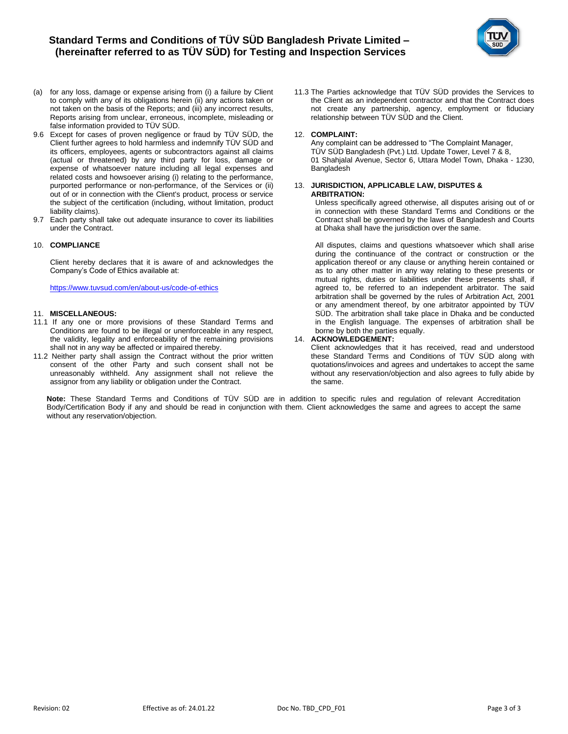(a) for any loss, damage or expense arising from (i) a failure by Client to comply with any of its obligations herein (ii) any actions taken or not taken on the basis of the Reports; and (iii) any incorrect results, Reports arising from unclear, erroneous, incomplete, misleading or false information provided to TÜV SÜD.

9.6 Except for cases of proven negligence or fraud by TÜV SÜD, the Client further agrees to hold harmless and indemnify TÜV SÜD and its officers, employees, agents or subcontractors against all claims (actual or threatened) by any third party for loss, damage or expense of whatsoever nature including all legal expenses and related costs and howsoever arising (i) relating to the performance, purported performance or non-performance, of the Services or (ii) out of or in connection with the Client's product, process or service the subject of the certification (including, without limitation, product liability claims).

9.7 Each party shall take out adequate insurance to cover its liabilities under the Contract.

## 10. COMPLIANCE

Client hereby declares that it is aware of and acknowledges the Company's Code of Ethics available at:

https://www.tuvsud.com/en/about-us/code-of-ethics

## 11. MISCELLANEOUS:

11.1 If any one or more provisions of these Standard Terms and Conditions are found to be illegal or unenforceable in any respect, the validity, legality and enforceability of the remaining provisions shall not in any way be affected or impaired thereby.

11.2 Neither party shall assign the Contract without the prior written consent of the other Party and such consent shall not be unreasonably withheld. Any assignment shall not relieve the assignor from any liability or obligation under the Contract.

11.3 The Parties acknowledge that TÜV SÜD provides the Services to the Client as an independent contractor and that the Contract does not create any partnership, agency, employment or fiduciary relationship between TÜV SÜD and the Client.

## 12. COMPLAINT:

Any complaint can be addressed to "The Complaint Manager, TÜV SÜD Bangladesh (Pvt.) Ltd. Update Tower, Level 7 & 8, 01 Shahjalal Avenue, Sector 6, Uttara Model Town, Dhaka - 1230, Bangladesh

## 13. JURISDICTION, APPLICABLE LAW, DISPUTES & ARBITRATION:

Unless specifically agreed otherwise, all disputes arising out of or in connection with these Standard Terms and Conditions or the Contract shall be governed by the laws of Bangladesh and Courts at Dhaka shall have the jurisdiction over the same.

All disputes, claims and questions whatsoever which shall arise during the continuance of the contract or construction or the application thereof or any clause or anything herein contained or as to any other matter in any way relating to these presents or mutual rights, duties or liabilities under these presents shall, if agreed to, be referred to an independent arbitrator. The said arbitration shall be governed by the rules of Arbitration Act, 2001 or any amendment thereof, by one arbitrator appointed by TÜV SÜD. The arbitration shall take place in Dhaka and be conducted in the English language. The expenses of arbitration shall be borne by both the parties equally.

## 14. ACKNOWLEDGEMENT:

Client acknowledges that it has received, read and understood these Standard Terms and Conditions of TÜV SÜD along with quotations/invoices and agrees and undertakes to accept the same without any reservation/objection and also agrees to fully abide by the same.

**Note:** These Standard Terms and Conditions of TÜV SÜD are in addition to specific rules and regulation of relevant Accreditation Body/Certification Body if any and should be read in conjunction with them. Client acknowledges the same and agrees to accept the same without any reservation/objection.

Revision: 02 Effective as of: 24.01.22 Doc No. TBD_CPD_F01